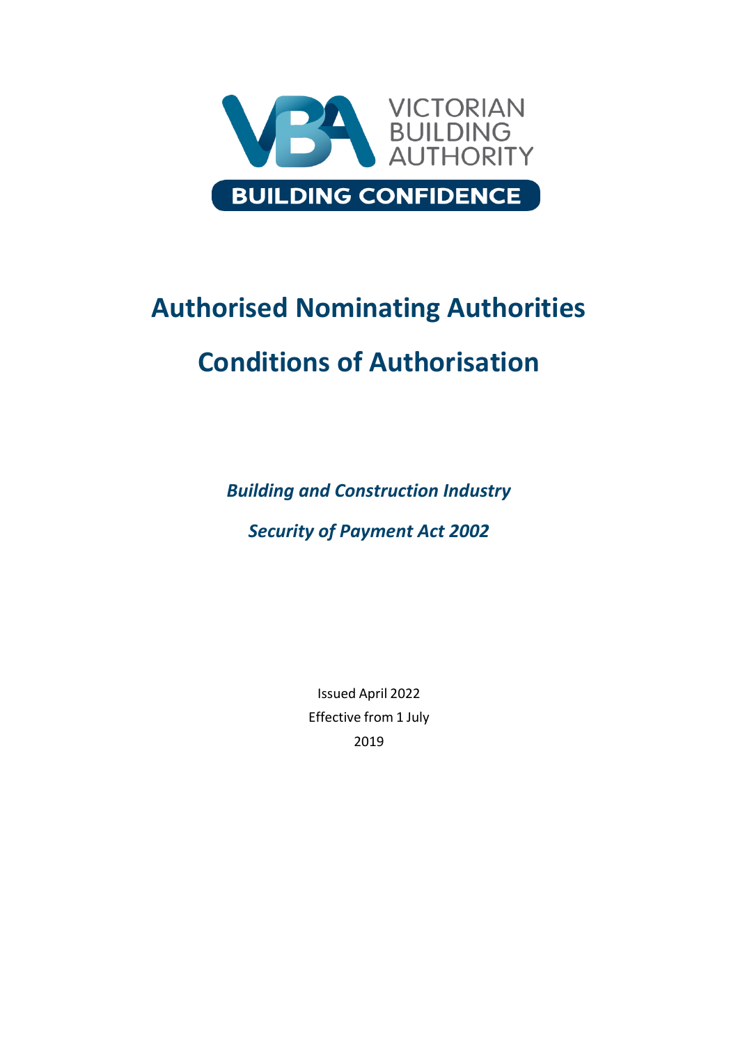VICTORIAN BUILDING AUTHORITY

BUILDING CONFIDENCE

# Authorised Nominating Authorities

# Conditions of Authorisation

***Building and Construction Industry***

***Security of Payment Act 2002***

Issued April 2022
Effective from 1 July
2019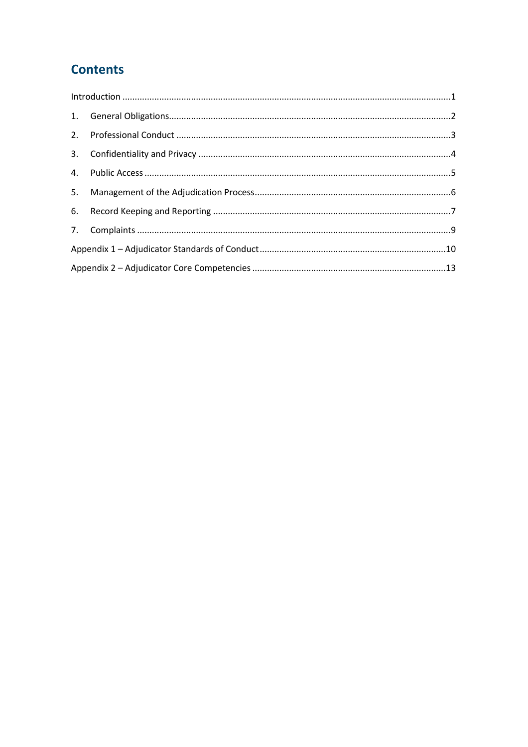## Contents

Introduction ....................................................................................................................................1

1. General Obligations..................................................................................................................2
2. Professional Conduct ..............................................................................................................3
3. Confidentiality and Privacy .....................................................................................................4
4. Public Access ...........................................................................................................................5
5. Management of the Adjudication Process...............................................................................6
6. Record Keeping and Reporting ...............................................................................................7
7. Complaints ..............................................................................................................................9

Appendix 1 – Adjudicator Standards of Conduct...........................................................................10

Appendix 2 – Adjudicator Core Competencies ..............................................................................13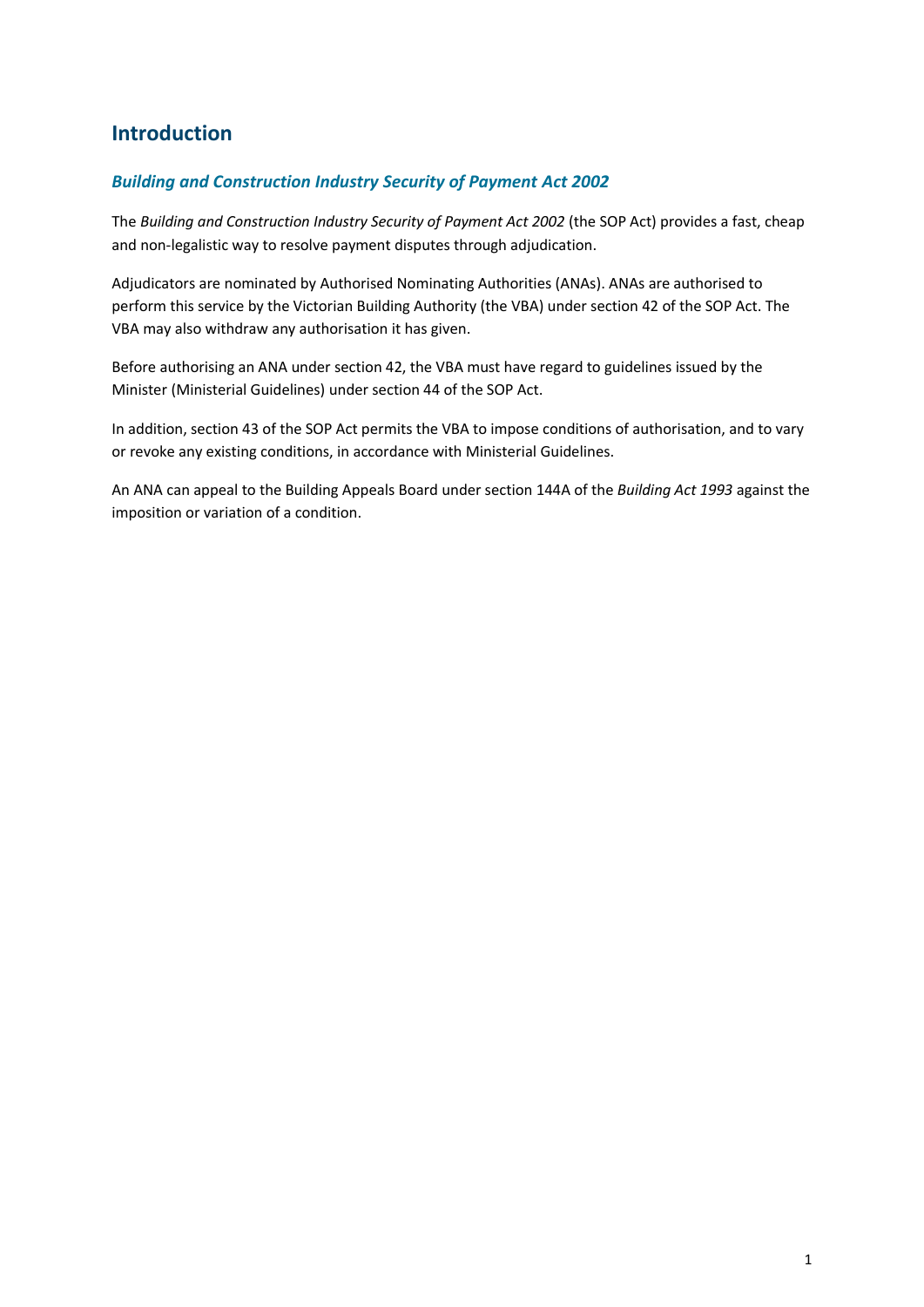## Introduction

### *Building and Construction Industry Security of Payment Act 2002*

The *Building and Construction Industry Security of Payment Act 2002* (the SOP Act) provides a fast, cheap and non-legalistic way to resolve payment disputes through adjudication.

Adjudicators are nominated by Authorised Nominating Authorities (ANAs). ANAs are authorised to perform this service by the Victorian Building Authority (the VBA) under section 42 of the SOP Act. The VBA may also withdraw any authorisation it has given.

Before authorising an ANA under section 42, the VBA must have regard to guidelines issued by the Minister (Ministerial Guidelines) under section 44 of the SOP Act.

In addition, section 43 of the SOP Act permits the VBA to impose conditions of authorisation, and to vary or revoke any existing conditions, in accordance with Ministerial Guidelines.

An ANA can appeal to the Building Appeals Board under section 144A of the *Building Act 1993* against the imposition or variation of a condition.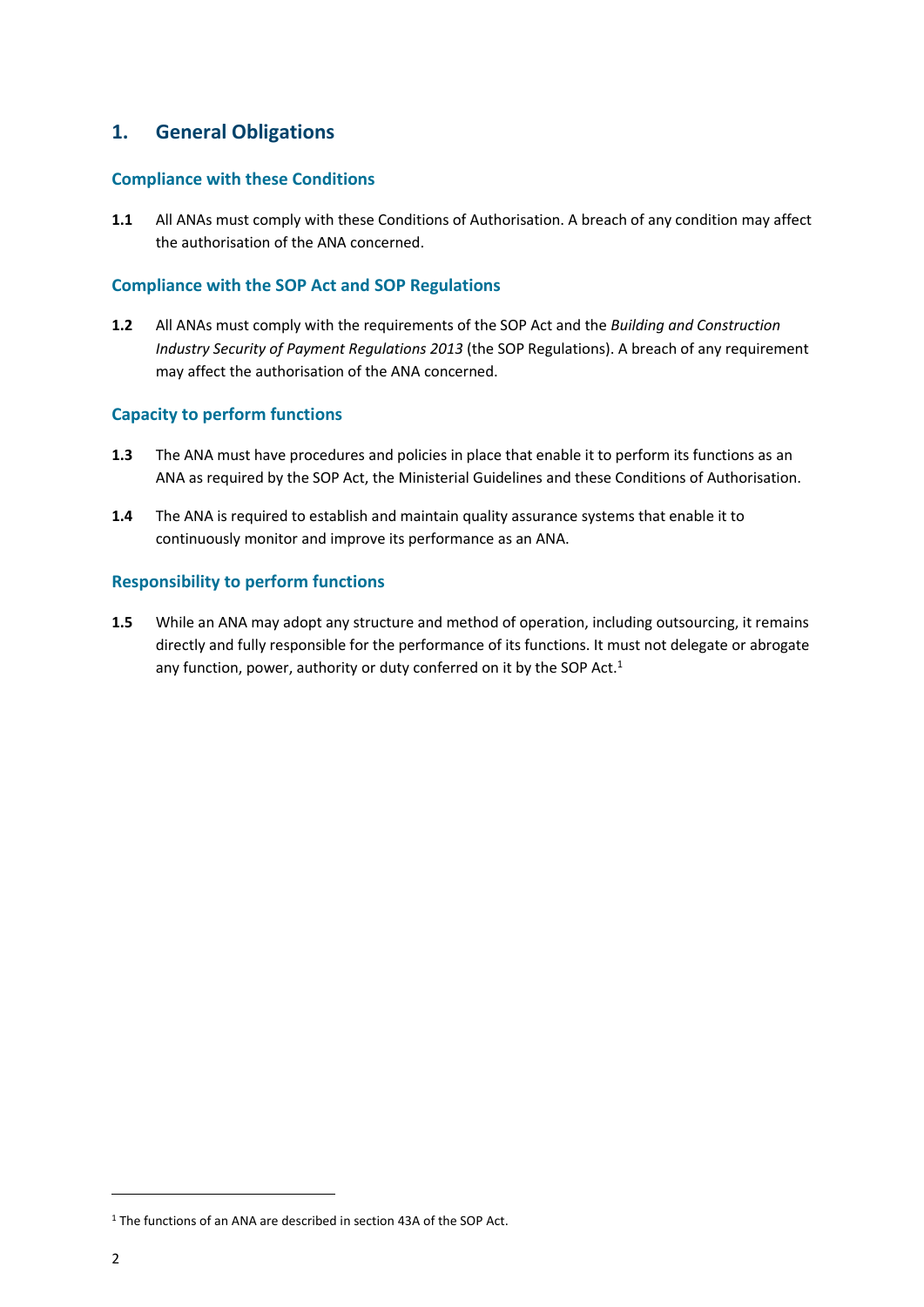## 1. General Obligations

### Compliance with these Conditions

**1.1** All ANAs must comply with these Conditions of Authorisation. A breach of any condition may affect the authorisation of the ANA concerned.

### Compliance with the SOP Act and SOP Regulations

**1.2** All ANAs must comply with the requirements of the SOP Act and the *Building and Construction Industry Security of Payment Regulations 2013* (the SOP Regulations). A breach of any requirement may affect the authorisation of the ANA concerned.

### Capacity to perform functions

**1.3** The ANA must have procedures and policies in place that enable it to perform its functions as an ANA as required by the SOP Act, the Ministerial Guidelines and these Conditions of Authorisation.

**1.4** The ANA is required to establish and maintain quality assurance systems that enable it to continuously monitor and improve its performance as an ANA.

### Responsibility to perform functions

**1.5** While an ANA may adopt any structure and method of operation, including outsourcing, it remains directly and fully responsible for the performance of its functions. It must not delegate or abrogate any function, power, authority or duty conferred on it by the SOP Act.[1]

---

[1] The functions of an ANA are described in section 43A of the SOP Act.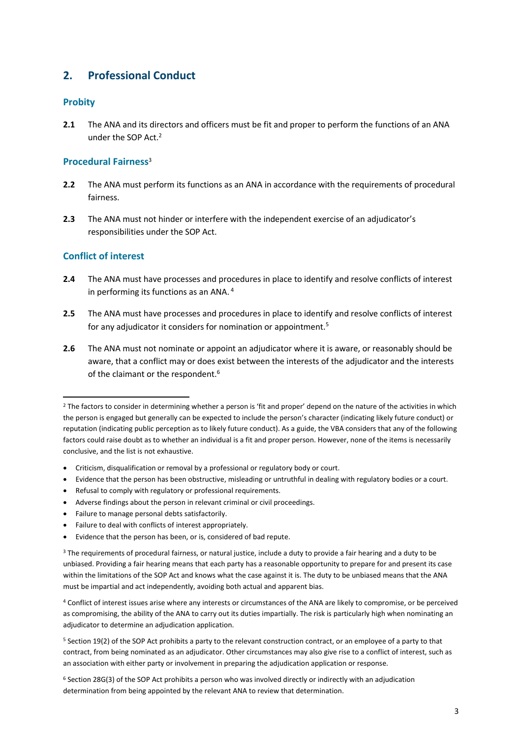## 2. Professional Conduct

### Probity

**2.1** The ANA and its directors and officers must be fit and proper to perform the functions of an ANA under the SOP Act.[2]

### Procedural Fairness[3]

**2.2** The ANA must perform its functions as an ANA in accordance with the requirements of procedural fairness.

**2.3** The ANA must not hinder or interfere with the independent exercise of an adjudicator's responsibilities under the SOP Act.

### Conflict of interest

**2.4** The ANA must have processes and procedures in place to identify and resolve conflicts of interest in performing its functions as an ANA.[4]

**2.5** The ANA must have processes and procedures in place to identify and resolve conflicts of interest for any adjudicator it considers for nomination or appointment.[5]

**2.6** The ANA must not nominate or appoint an adjudicator where it is aware, or reasonably should be aware, that a conflict may or does exist between the interests of the adjudicator and the interests of the claimant or the respondent.[6]

---

[2] The factors to consider in determining whether a person is 'fit and proper' depend on the nature of the activities in which the person is engaged but generally can be expected to include the person's character (indicating likely future conduct) or reputation (indicating public perception as to likely future conduct). As a guide, the VBA considers that any of the following factors could raise doubt as to whether an individual is a fit and proper person. However, none of the items is necessarily conclusive, and the list is not exhaustive.

- Criticism, disqualification or removal by a professional or regulatory body or court.
- Evidence that the person has been obstructive, misleading or untruthful in dealing with regulatory bodies or a court.
- Refusal to comply with regulatory or professional requirements.
- Adverse findings about the person in relevant criminal or civil proceedings.
- Failure to manage personal debts satisfactorily.
- Failure to deal with conflicts of interest appropriately.
- Evidence that the person has been, or is, considered of bad repute.

[3] The requirements of procedural fairness, or natural justice, include a duty to provide a fair hearing and a duty to be unbiased. Providing a fair hearing means that each party has a reasonable opportunity to prepare for and present its case within the limitations of the SOP Act and knows what the case against it is. The duty to be unbiased means that the ANA must be impartial and act independently, avoiding both actual and apparent bias.

[4] Conflict of interest issues arise where any interests or circumstances of the ANA are likely to compromise, or be perceived as compromising, the ability of the ANA to carry out its duties impartially. The risk is particularly high when nominating an adjudicator to determine an adjudication application.

[5] Section 19(2) of the SOP Act prohibits a party to the relevant construction contract, or an employee of a party to that contract, from being nominated as an adjudicator. Other circumstances may also give rise to a conflict of interest, such as an association with either party or involvement in preparing the adjudication application or response.

[6] Section 28G(3) of the SOP Act prohibits a person who was involved directly or indirectly with an adjudication determination from being appointed by the relevant ANA to review that determination.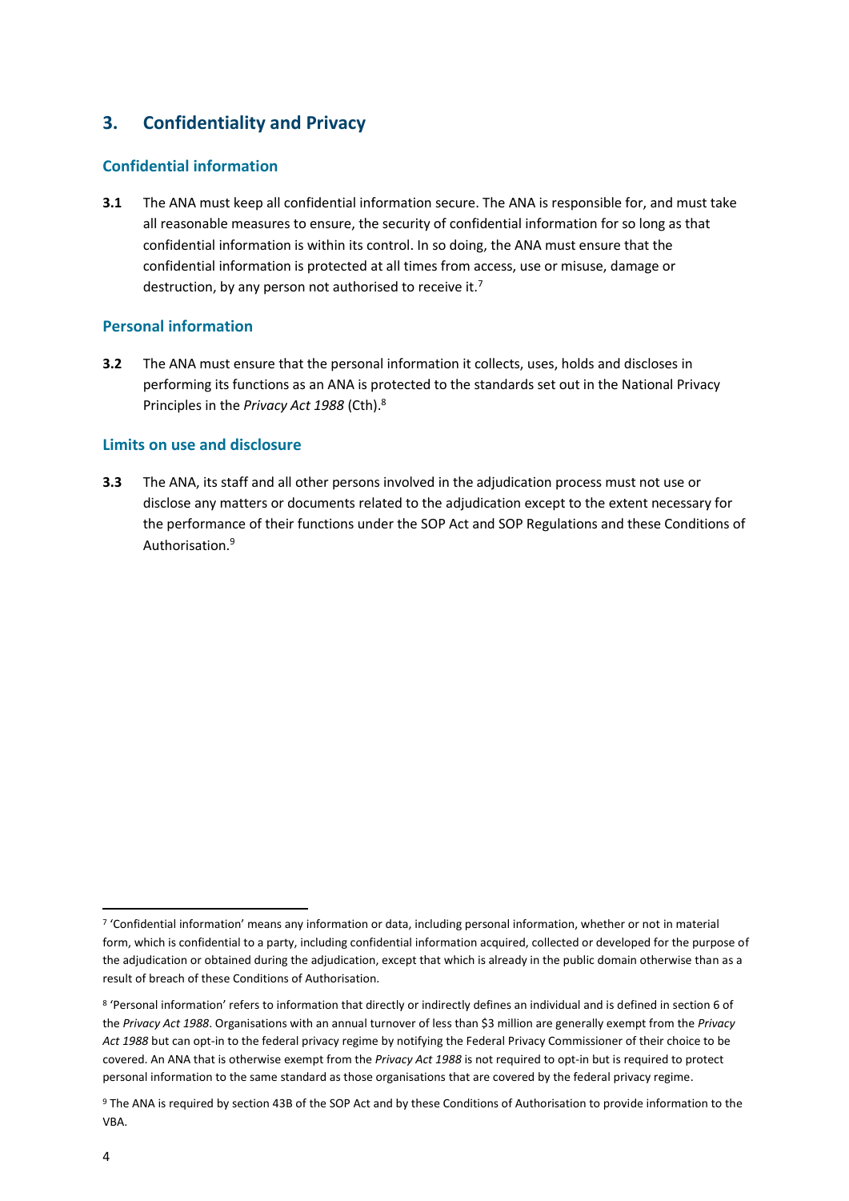## 3. Confidentiality and Privacy

### Confidential information

**3.1** The ANA must keep all confidential information secure. The ANA is responsible for, and must take all reasonable measures to ensure, the security of confidential information for so long as that confidential information is within its control. In so doing, the ANA must ensure that the confidential information is protected at all times from access, use or misuse, damage or destruction, by any person not authorised to receive it.[7]

### Personal information

**3.2** The ANA must ensure that the personal information it collects, uses, holds and discloses in performing its functions as an ANA is protected to the standards set out in the National Privacy Principles in the *Privacy Act 1988* (Cth).[8]

### Limits on use and disclosure

**3.3** The ANA, its staff and all other persons involved in the adjudication process must not use or disclose any matters or documents related to the adjudication except to the extent necessary for the performance of their functions under the SOP Act and SOP Regulations and these Conditions of Authorisation.[9]

---

[7] 'Confidential information' means any information or data, including personal information, whether or not in material form, which is confidential to a party, including confidential information acquired, collected or developed for the purpose of the adjudication or obtained during the adjudication, except that which is already in the public domain otherwise than as a result of breach of these Conditions of Authorisation.

[8] 'Personal information' refers to information that directly or indirectly defines an individual and is defined in section 6 of the *Privacy Act 1988*. Organisations with an annual turnover of less than $3 million are generally exempt from the *Privacy Act 1988* but can opt-in to the federal privacy regime by notifying the Federal Privacy Commissioner of their choice to be covered. An ANA that is otherwise exempt from the *Privacy Act 1988* is not required to opt-in but is required to protect personal information to the same standard as those organisations that are covered by the federal privacy regime.

[9] The ANA is required by section 43B of the SOP Act and by these Conditions of Authorisation to provide information to the VBA.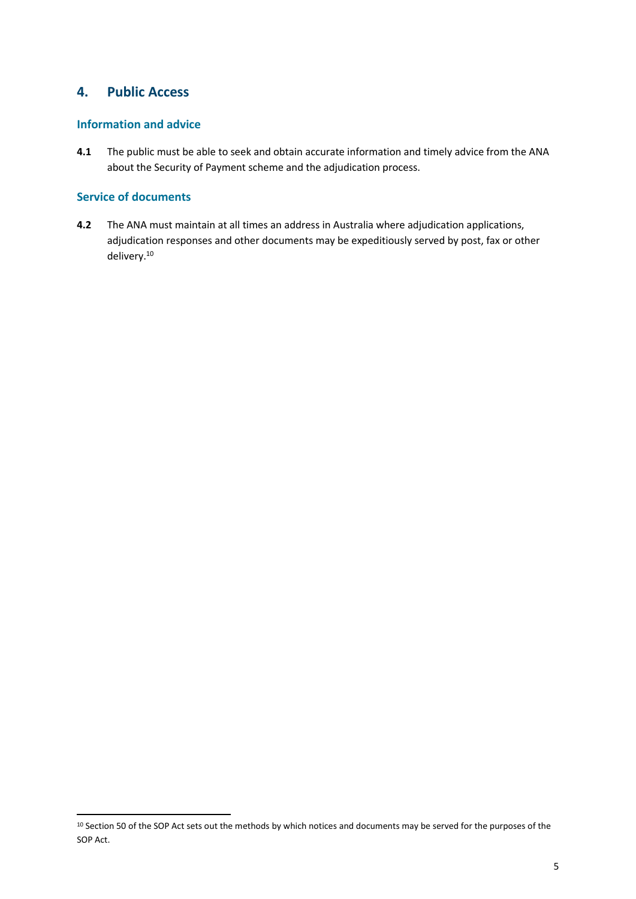## 4. Public Access

### Information and advice

**4.1** The public must be able to seek and obtain accurate information and timely advice from the ANA about the Security of Payment scheme and the adjudication process.

### Service of documents

**4.2** The ANA must maintain at all times an address in Australia where adjudication applications, adjudication responses and other documents may be expeditiously served by post, fax or other delivery.[10]

---

[10] Section 50 of the SOP Act sets out the methods by which notices and documents may be served for the purposes of the SOP Act.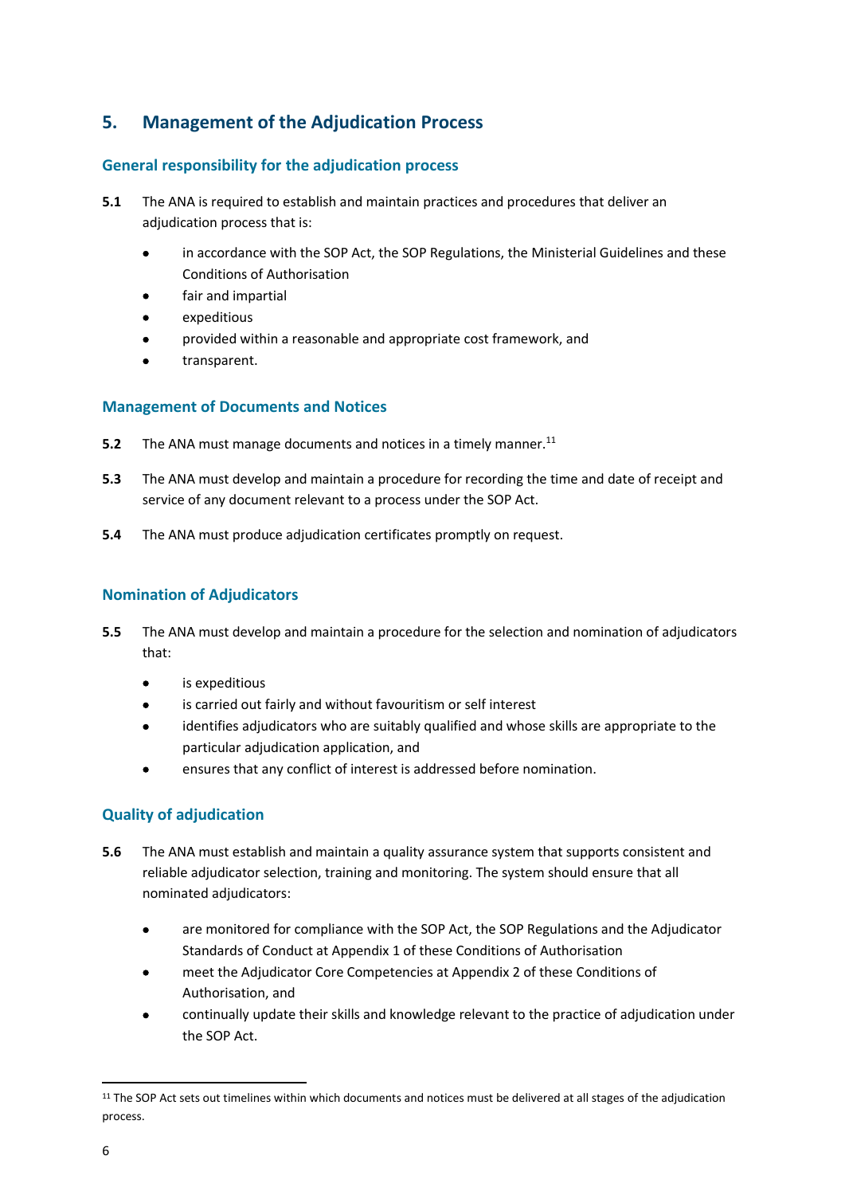## 5. Management of the Adjudication Process

### General responsibility for the adjudication process

**5.1** The ANA is required to establish and maintain practices and procedures that deliver an adjudication process that is:

- in accordance with the SOP Act, the SOP Regulations, the Ministerial Guidelines and these Conditions of Authorisation
- fair and impartial
- expeditious
- provided within a reasonable and appropriate cost framework, and
- transparent.

### Management of Documents and Notices

**5.2** The ANA must manage documents and notices in a timely manner.[11]

**5.3** The ANA must develop and maintain a procedure for recording the time and date of receipt and service of any document relevant to a process under the SOP Act.

**5.4** The ANA must produce adjudication certificates promptly on request.

### Nomination of Adjudicators

**5.5** The ANA must develop and maintain a procedure for the selection and nomination of adjudicators that:

- is expeditious
- is carried out fairly and without favouritism or self interest
- identifies adjudicators who are suitably qualified and whose skills are appropriate to the particular adjudication application, and
- ensures that any conflict of interest is addressed before nomination.

### Quality of adjudication

**5.6** The ANA must establish and maintain a quality assurance system that supports consistent and reliable adjudicator selection, training and monitoring. The system should ensure that all nominated adjudicators:

- are monitored for compliance with the SOP Act, the SOP Regulations and the Adjudicator Standards of Conduct at Appendix 1 of these Conditions of Authorisation
- meet the Adjudicator Core Competencies at Appendix 2 of these Conditions of Authorisation, and
- continually update their skills and knowledge relevant to the practice of adjudication under the SOP Act.

---

[11] The SOP Act sets out timelines within which documents and notices must be delivered at all stages of the adjudication process.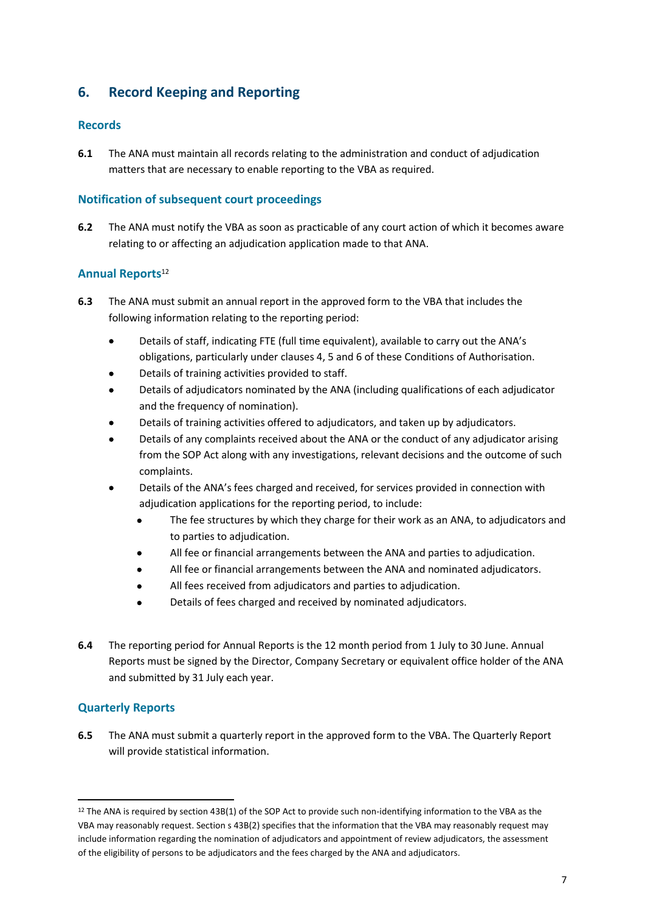## 6. Record Keeping and Reporting

### Records

**6.1** The ANA must maintain all records relating to the administration and conduct of adjudication matters that are necessary to enable reporting to the VBA as required.

### Notification of subsequent court proceedings

**6.2** The ANA must notify the VBA as soon as practicable of any court action of which it becomes aware relating to or affecting an adjudication application made to that ANA.

### Annual Reports[12]

**6.3** The ANA must submit an annual report in the approved form to the VBA that includes the following information relating to the reporting period:

- Details of staff, indicating FTE (full time equivalent), available to carry out the ANA's obligations, particularly under clauses 4, 5 and 6 of these Conditions of Authorisation.
- Details of training activities provided to staff.
- Details of adjudicators nominated by the ANA (including qualifications of each adjudicator and the frequency of nomination).
- Details of training activities offered to adjudicators, and taken up by adjudicators.
- Details of any complaints received about the ANA or the conduct of any adjudicator arising from the SOP Act along with any investigations, relevant decisions and the outcome of such complaints.
- Details of the ANA's fees charged and received, for services provided in connection with adjudication applications for the reporting period, to include:
  - The fee structures by which they charge for their work as an ANA, to adjudicators and to parties to adjudication.
  - All fee or financial arrangements between the ANA and parties to adjudication.
  - All fee or financial arrangements between the ANA and nominated adjudicators.
  - All fees received from adjudicators and parties to adjudication.
  - Details of fees charged and received by nominated adjudicators.

**6.4** The reporting period for Annual Reports is the 12 month period from 1 July to 30 June. Annual Reports must be signed by the Director, Company Secretary or equivalent office holder of the ANA and submitted by 31 July each year.

### Quarterly Reports

**6.5** The ANA must submit a quarterly report in the approved form to the VBA. The Quarterly Report will provide statistical information.

---

[12] The ANA is required by section 43B(1) of the SOP Act to provide such non-identifying information to the VBA as the VBA may reasonably request. Section s 43B(2) specifies that the information that the VBA may reasonably request may include information regarding the nomination of adjudicators and appointment of review adjudicators, the assessment of the eligibility of persons to be adjudicators and the fees charged by the ANA and adjudicators.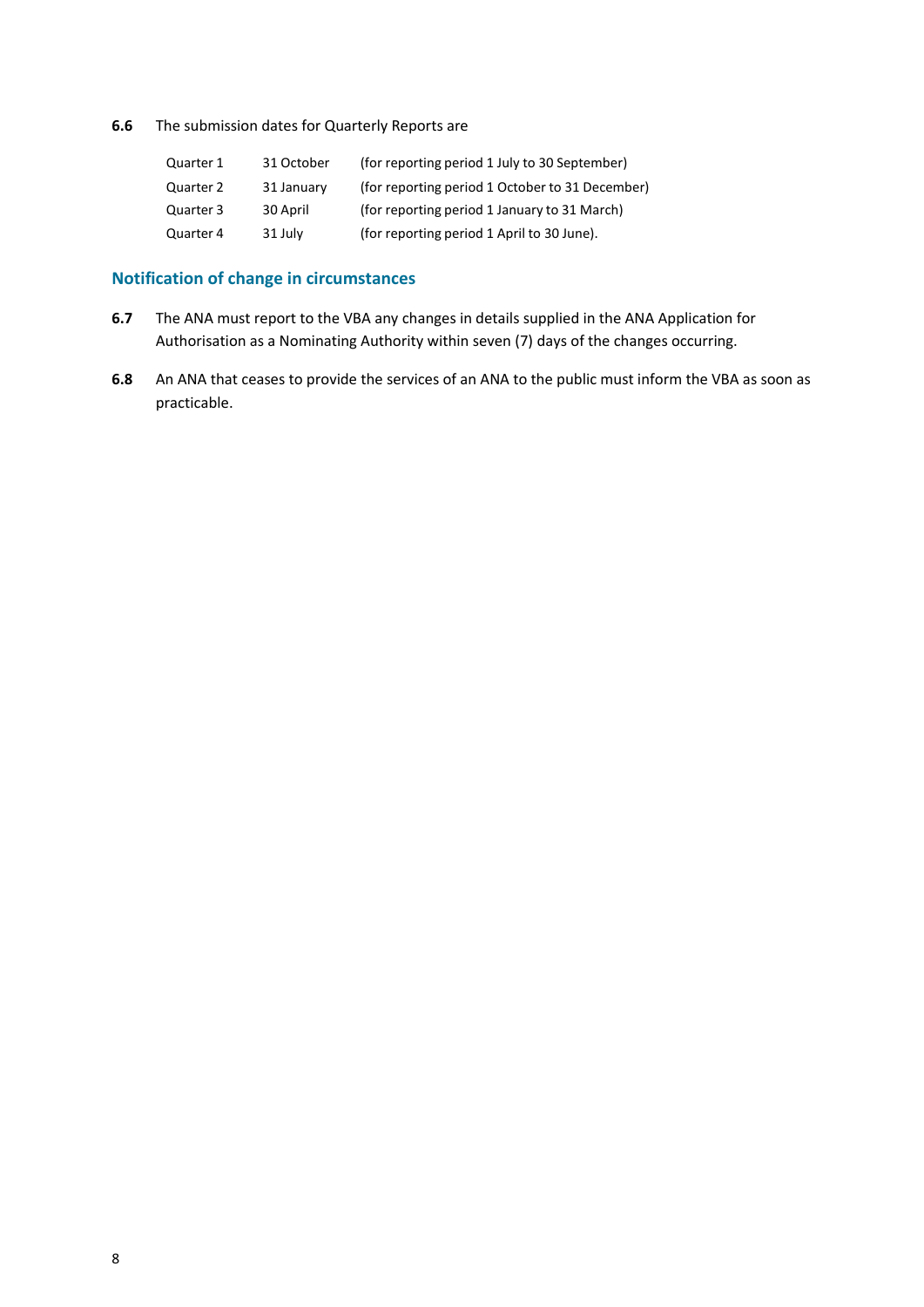**6.6** The submission dates for Quarterly Reports are

| | | |
|---|---|---|
| Quarter 1 | 31 October | (for reporting period 1 July to 30 September) |
| Quarter 2 | 31 January | (for reporting period 1 October to 31 December) |
| Quarter 3 | 30 April | (for reporting period 1 January to 31 March) |
| Quarter 4 | 31 July | (for reporting period 1 April to 30 June). |

## Notification of change in circumstances

**6.7** The ANA must report to the VBA any changes in details supplied in the ANA Application for Authorisation as a Nominating Authority within seven (7) days of the changes occurring.

**6.8** An ANA that ceases to provide the services of an ANA to the public must inform the VBA as soon as practicable.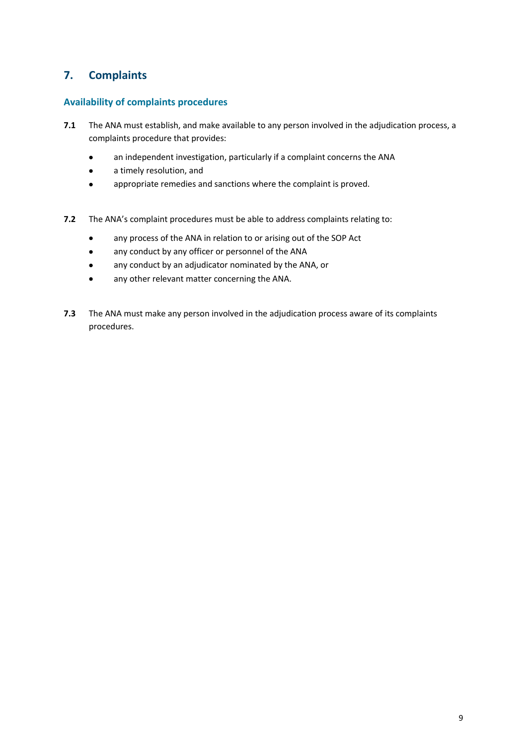## 7. Complaints

### Availability of complaints procedures

**7.1** The ANA must establish, and make available to any person involved in the adjudication process, a complaints procedure that provides:

- an independent investigation, particularly if a complaint concerns the ANA
- a timely resolution, and
- appropriate remedies and sanctions where the complaint is proved.

**7.2** The ANA's complaint procedures must be able to address complaints relating to:

- any process of the ANA in relation to or arising out of the SOP Act
- any conduct by any officer or personnel of the ANA
- any conduct by an adjudicator nominated by the ANA, or
- any other relevant matter concerning the ANA.

**7.3** The ANA must make any person involved in the adjudication process aware of its complaints procedures.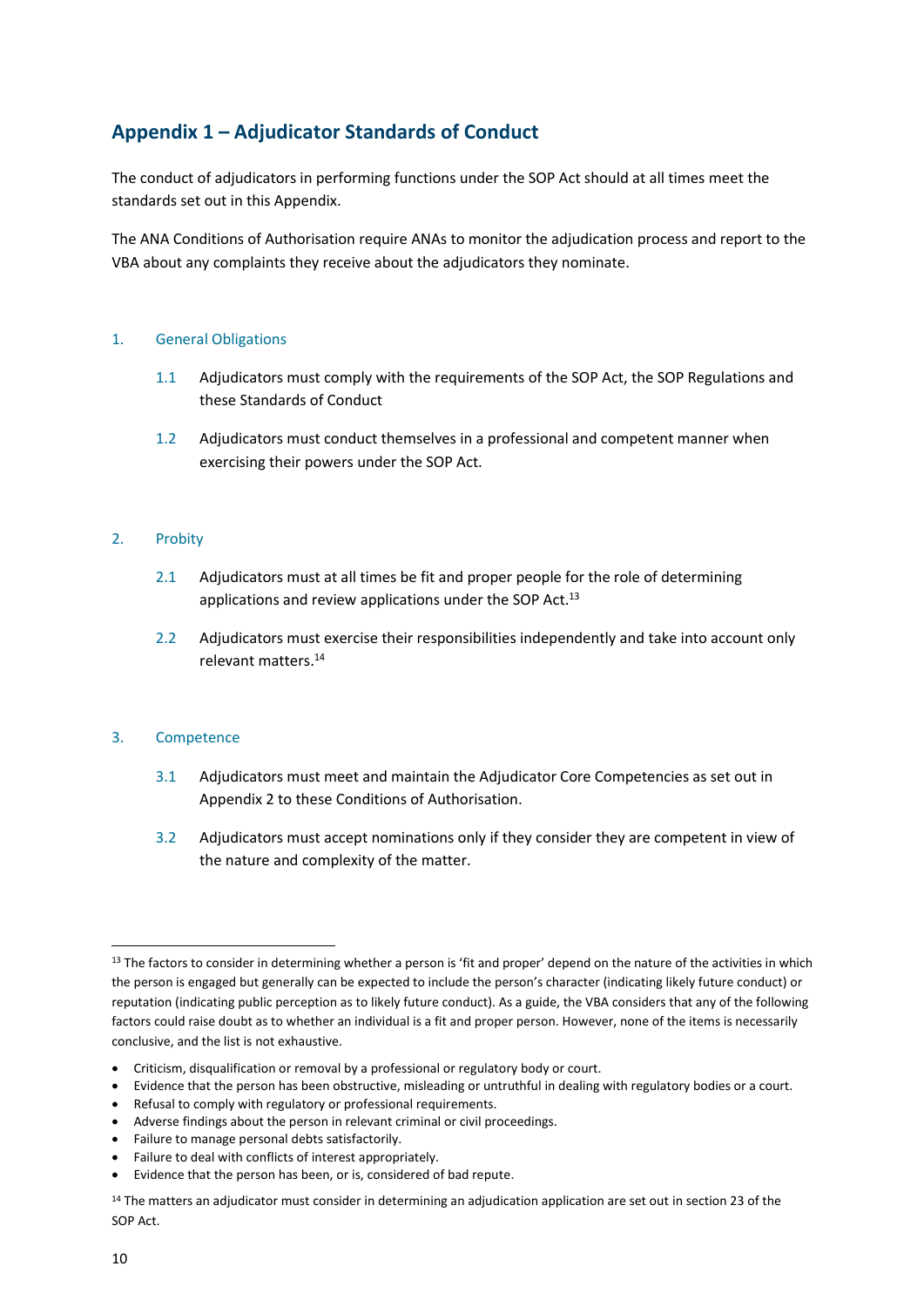## Appendix 1 – Adjudicator Standards of Conduct

The conduct of adjudicators in performing functions under the SOP Act should at all times meet the standards set out in this Appendix.

The ANA Conditions of Authorisation require ANAs to monitor the adjudication process and report to the VBA about any complaints they receive about the adjudicators they nominate.

### 1. General Obligations

1.1 Adjudicators must comply with the requirements of the SOP Act, the SOP Regulations and these Standards of Conduct

1.2 Adjudicators must conduct themselves in a professional and competent manner when exercising their powers under the SOP Act.

### 2. Probity

2.1 Adjudicators must at all times be fit and proper people for the role of determining applications and review applications under the SOP Act.[13]

2.2 Adjudicators must exercise their responsibilities independently and take into account only relevant matters.[14]

### 3. Competence

3.1 Adjudicators must meet and maintain the Adjudicator Core Competencies as set out in Appendix 2 to these Conditions of Authorisation.

3.2 Adjudicators must accept nominations only if they consider they are competent in view of the nature and complexity of the matter.

---

[13] The factors to consider in determining whether a person is 'fit and proper' depend on the nature of the activities in which the person is engaged but generally can be expected to include the person's character (indicating likely future conduct) or reputation (indicating public perception as to likely future conduct). As a guide, the VBA considers that any of the following factors could raise doubt as to whether an individual is a fit and proper person. However, none of the items is necessarily conclusive, and the list is not exhaustive.

- Criticism, disqualification or removal by a professional or regulatory body or court.
- Evidence that the person has been obstructive, misleading or untruthful in dealing with regulatory bodies or a court.
- Refusal to comply with regulatory or professional requirements.
- Adverse findings about the person in relevant criminal or civil proceedings.
- Failure to manage personal debts satisfactorily.
- Failure to deal with conflicts of interest appropriately.
- Evidence that the person has been, or is, considered of bad repute.

[14] The matters an adjudicator must consider in determining an adjudication application are set out in section 23 of the SOP Act.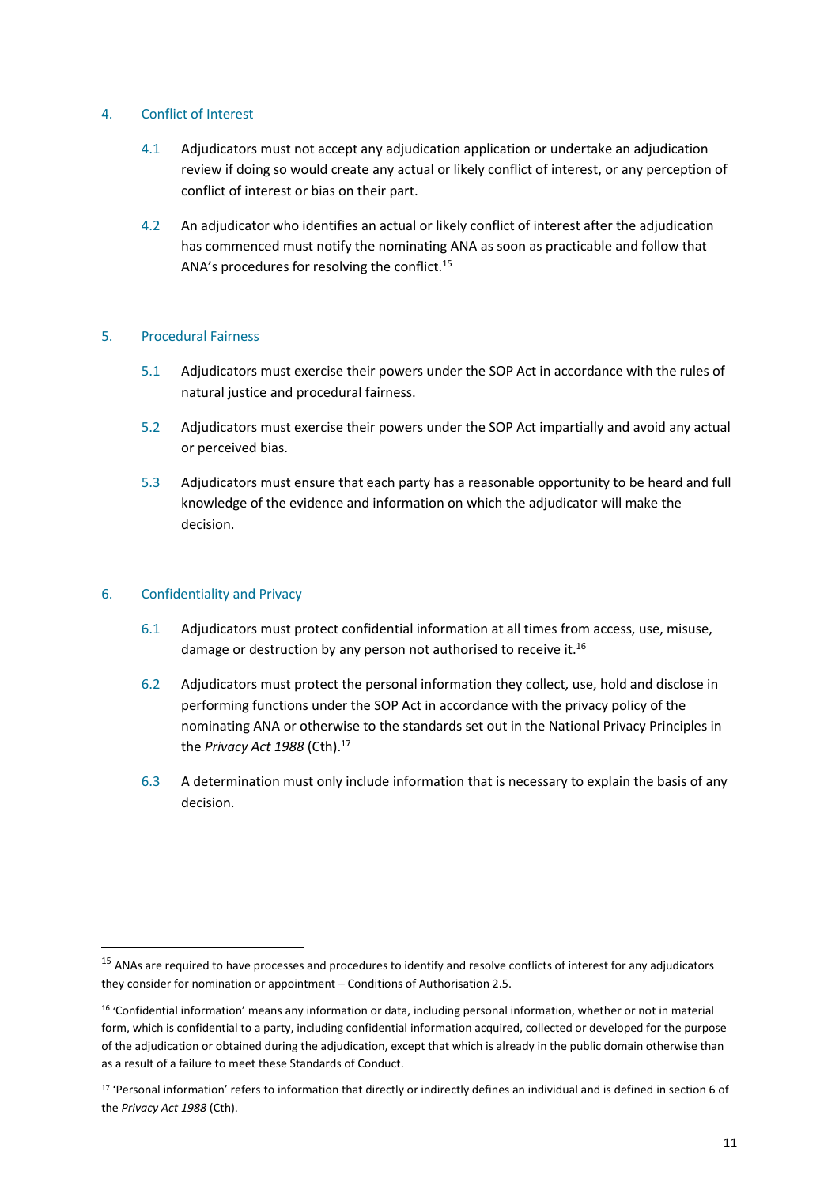## 4. Conflict of Interest

4.1 Adjudicators must not accept any adjudication application or undertake an adjudication review if doing so would create any actual or likely conflict of interest, or any perception of conflict of interest or bias on their part.

4.2 An adjudicator who identifies an actual or likely conflict of interest after the adjudication has commenced must notify the nominating ANA as soon as practicable and follow that ANA's procedures for resolving the conflict.[15]

## 5. Procedural Fairness

5.1 Adjudicators must exercise their powers under the SOP Act in accordance with the rules of natural justice and procedural fairness.

5.2 Adjudicators must exercise their powers under the SOP Act impartially and avoid any actual or perceived bias.

5.3 Adjudicators must ensure that each party has a reasonable opportunity to be heard and full knowledge of the evidence and information on which the adjudicator will make the decision.

## 6. Confidentiality and Privacy

6.1 Adjudicators must protect confidential information at all times from access, use, misuse, damage or destruction by any person not authorised to receive it.[16]

6.2 Adjudicators must protect the personal information they collect, use, hold and disclose in performing functions under the SOP Act in accordance with the privacy policy of the nominating ANA or otherwise to the standards set out in the National Privacy Principles in the *Privacy Act 1988* (Cth).[17]

6.3 A determination must only include information that is necessary to explain the basis of any decision.

---

[15] ANAs are required to have processes and procedures to identify and resolve conflicts of interest for any adjudicators they consider for nomination or appointment – Conditions of Authorisation 2.5.

[16] 'Confidential information' means any information or data, including personal information, whether or not in material form, which is confidential to a party, including confidential information acquired, collected or developed for the purpose of the adjudication or obtained during the adjudication, except that which is already in the public domain otherwise than as a result of a failure to meet these Standards of Conduct.

[17] 'Personal information' refers to information that directly or indirectly defines an individual and is defined in section 6 of the *Privacy Act 1988* (Cth).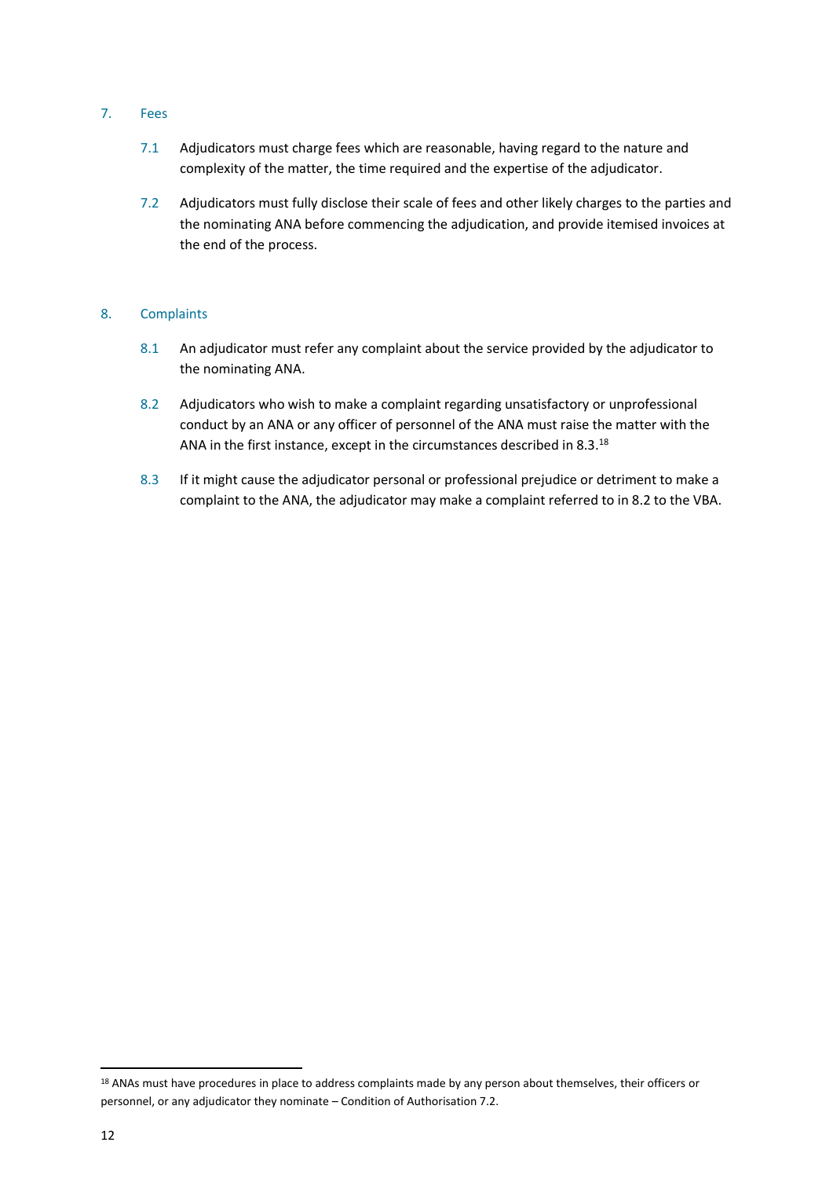## 7. Fees

7.1 Adjudicators must charge fees which are reasonable, having regard to the nature and complexity of the matter, the time required and the expertise of the adjudicator.

7.2 Adjudicators must fully disclose their scale of fees and other likely charges to the parties and the nominating ANA before commencing the adjudication, and provide itemised invoices at the end of the process.

## 8. Complaints

8.1 An adjudicator must refer any complaint about the service provided by the adjudicator to the nominating ANA.

8.2 Adjudicators who wish to make a complaint regarding unsatisfactory or unprofessional conduct by an ANA or any officer of personnel of the ANA must raise the matter with the ANA in the first instance, except in the circumstances described in 8.3.[18]

8.3 If it might cause the adjudicator personal or professional prejudice or detriment to make a complaint to the ANA, the adjudicator may make a complaint referred to in 8.2 to the VBA.

---

[18] ANAs must have procedures in place to address complaints made by any person about themselves, their officers or personnel, or any adjudicator they nominate – Condition of Authorisation 7.2.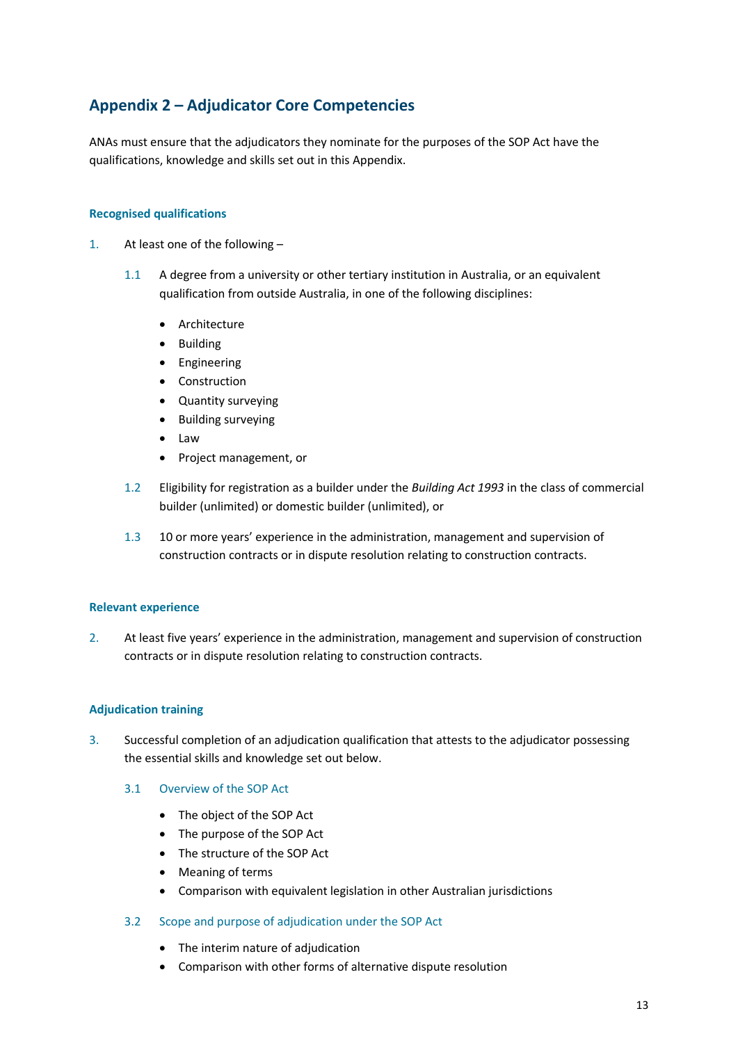## Appendix 2 – Adjudicator Core Competencies

ANAs must ensure that the adjudicators they nominate for the purposes of the SOP Act have the qualifications, knowledge and skills set out in this Appendix.

### Recognised qualifications

1. At least one of the following –

   1.1 A degree from a university or other tertiary institution in Australia, or an equivalent qualification from outside Australia, in one of the following disciplines:

   - Architecture
   - Building
   - Engineering
   - Construction
   - Quantity surveying
   - Building surveying
   - Law
   - Project management, or

   1.2 Eligibility for registration as a builder under the *Building Act 1993* in the class of commercial builder (unlimited) or domestic builder (unlimited), or

   1.3 10 or more years' experience in the administration, management and supervision of construction contracts or in dispute resolution relating to construction contracts.

### Relevant experience

2. At least five years' experience in the administration, management and supervision of construction contracts or in dispute resolution relating to construction contracts.

### Adjudication training

3. Successful completion of an adjudication qualification that attests to the adjudicator possessing the essential skills and knowledge set out below.

   3.1 Overview of the SOP Act

   - The object of the SOP Act
   - The purpose of the SOP Act
   - The structure of the SOP Act
   - Meaning of terms
   - Comparison with equivalent legislation in other Australian jurisdictions

   3.2 Scope and purpose of adjudication under the SOP Act

   - The interim nature of adjudication
   - Comparison with other forms of alternative dispute resolution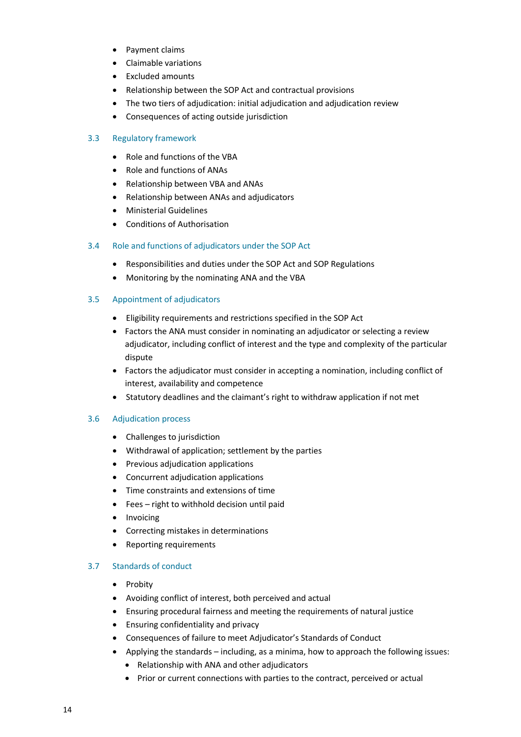- Payment claims
- Claimable variations
- Excluded amounts
- Relationship between the SOP Act and contractual provisions
- The two tiers of adjudication: initial adjudication and adjudication review
- Consequences of acting outside jurisdiction

### 3.3 Regulatory framework

- Role and functions of the VBA
- Role and functions of ANAs
- Relationship between VBA and ANAs
- Relationship between ANAs and adjudicators
- Ministerial Guidelines
- Conditions of Authorisation

### 3.4 Role and functions of adjudicators under the SOP Act

- Responsibilities and duties under the SOP Act and SOP Regulations
- Monitoring by the nominating ANA and the VBA

### 3.5 Appointment of adjudicators

- Eligibility requirements and restrictions specified in the SOP Act
- Factors the ANA must consider in nominating an adjudicator or selecting a review adjudicator, including conflict of interest and the type and complexity of the particular dispute
- Factors the adjudicator must consider in accepting a nomination, including conflict of interest, availability and competence
- Statutory deadlines and the claimant's right to withdraw application if not met

### 3.6 Adjudication process

- Challenges to jurisdiction
- Withdrawal of application; settlement by the parties
- Previous adjudication applications
- Concurrent adjudication applications
- Time constraints and extensions of time
- Fees – right to withhold decision until paid
- Invoicing
- Correcting mistakes in determinations
- Reporting requirements

### 3.7 Standards of conduct

- Probity
- Avoiding conflict of interest, both perceived and actual
- Ensuring procedural fairness and meeting the requirements of natural justice
- Ensuring confidentiality and privacy
- Consequences of failure to meet Adjudicator's Standards of Conduct
- Applying the standards – including, as a minima, how to approach the following issues:
  - Relationship with ANA and other adjudicators
  - Prior or current connections with parties to the contract, perceived or actual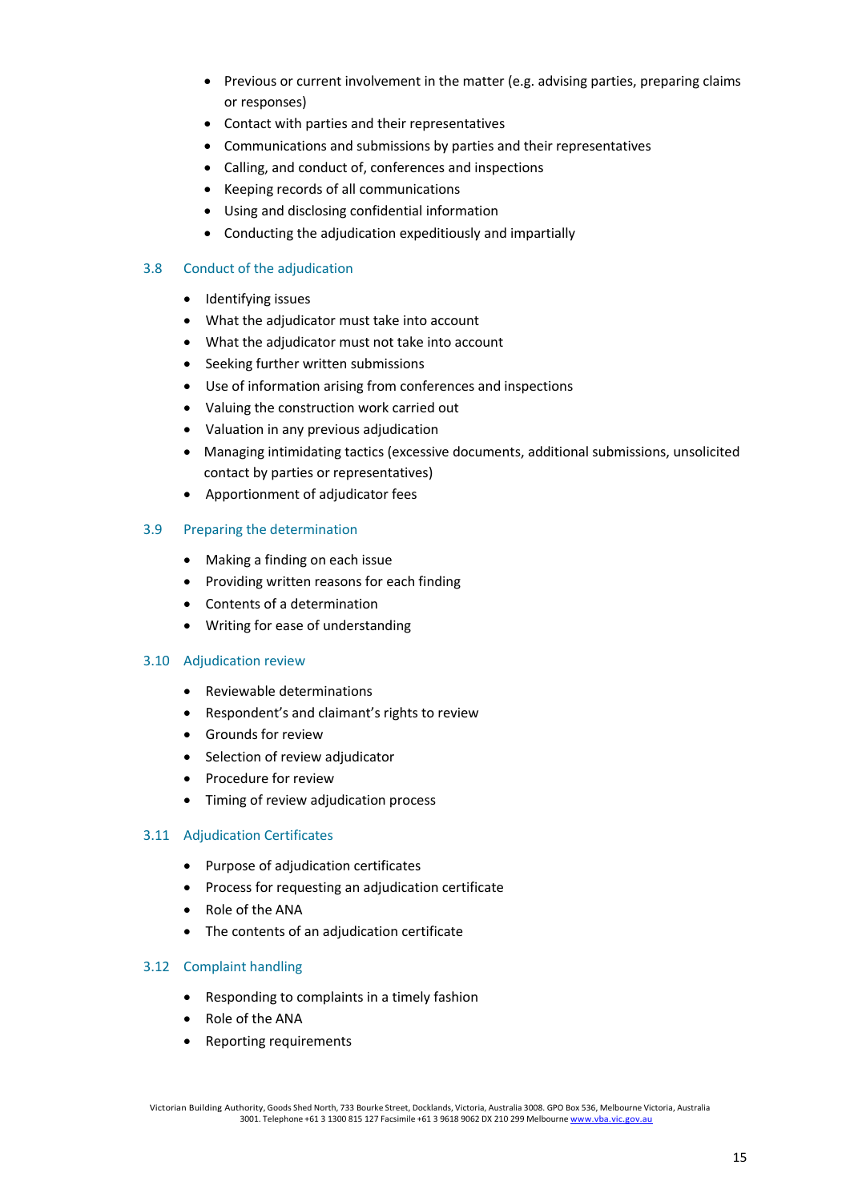- Previous or current involvement in the matter (e.g. advising parties, preparing claims or responses)
- Contact with parties and their representatives
- Communications and submissions by parties and their representatives
- Calling, and conduct of, conferences and inspections
- Keeping records of all communications
- Using and disclosing confidential information
- Conducting the adjudication expeditiously and impartially

### 3.8 Conduct of the adjudication

- Identifying issues
- What the adjudicator must take into account
- What the adjudicator must not take into account
- Seeking further written submissions
- Use of information arising from conferences and inspections
- Valuing the construction work carried out
- Valuation in any previous adjudication
- Managing intimidating tactics (excessive documents, additional submissions, unsolicited contact by parties or representatives)
- Apportionment of adjudicator fees

### 3.9 Preparing the determination

- Making a finding on each issue
- Providing written reasons for each finding
- Contents of a determination
- Writing for ease of understanding

### 3.10 Adjudication review

- Reviewable determinations
- Respondent's and claimant's rights to review
- Grounds for review
- Selection of review adjudicator
- Procedure for review
- Timing of review adjudication process

### 3.11 Adjudication Certificates

- Purpose of adjudication certificates
- Process for requesting an adjudication certificate
- Role of the ANA
- The contents of an adjudication certificate

### 3.12 Complaint handling

- Responding to complaints in a timely fashion
- Role of the ANA
- Reporting requirements